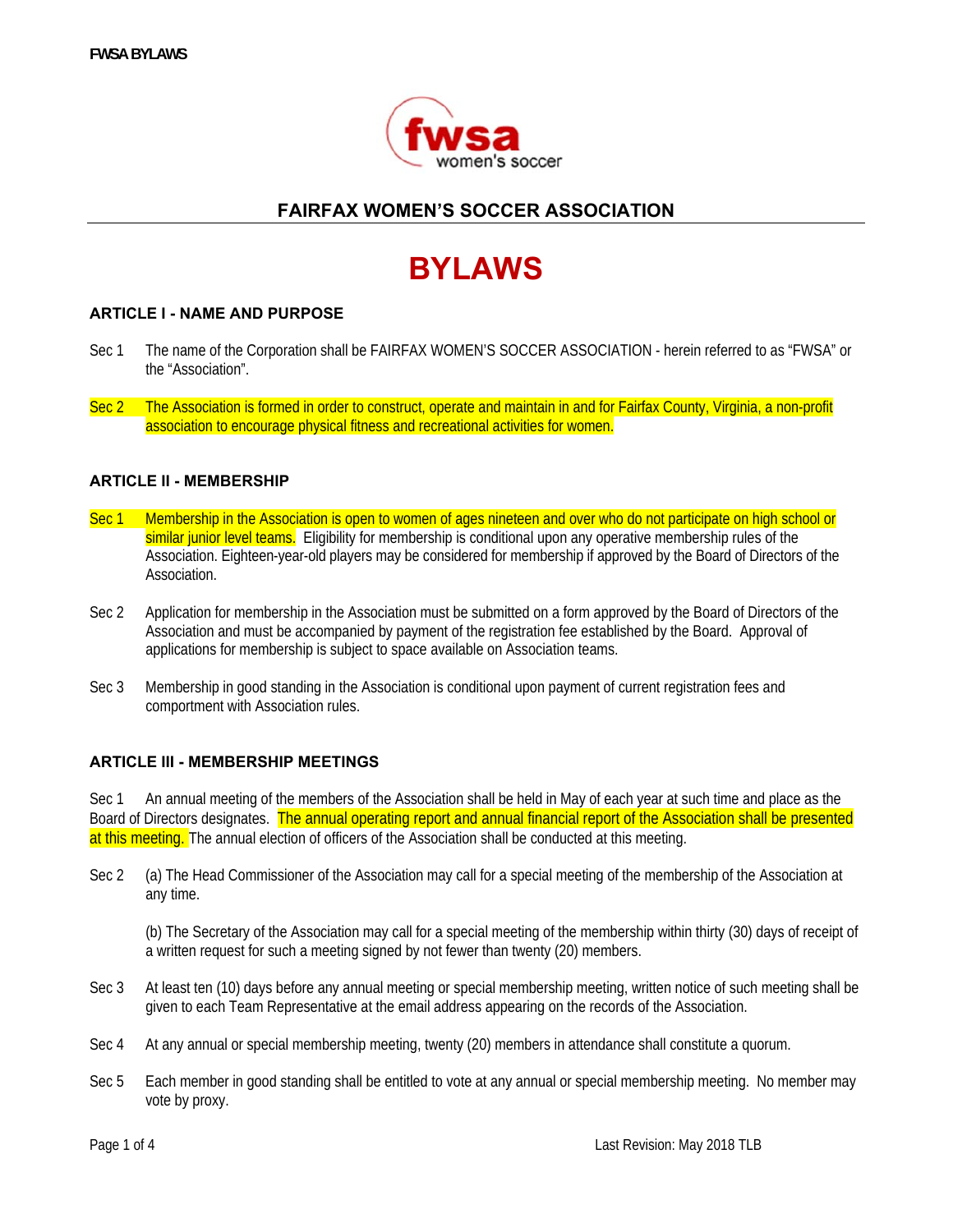# FAIRFAX WOMEN'S SOCCER ASSOCIATION

# BYLAWS

## ARTICLE I - NAME AND PURPOSE

Sec 1 The name of the Corporation shall be FAIRFAX WOMEN'S SOCCER ASSOCIATION - herein referred to as "FWSA" or the "Association".

Sec 2 The Association is formed in order to construct, operate and maintain in and for Fairfax County, Virginia, a non-profit association to encourage physical fitness and recreational activities for women.

## ARTICLE II - MEMBERSHIP

Sec 1 Membership in the Association is open to women of ages nineteen and over who do not participate on high school or similar junior level teams. Eligibility for membership is conditional upon any operative membership rules of the Association. Eighteen-year-old players may be considered for membership if approved by the Board of Directors of the Association.

Sec 2 Application for membership in the Association must be submitted on a form approved by the Board of Directors of the Association and must be accompanied by payment of the registration fee established by the Board. Approval of applications for membership is subject to space available on Association teams.

Sec 3 Membership in good standing in the Association is conditional upon payment of current registration fees and comportment with Association rules.

## ARTICLE III - MEMBERSHIP MEETINGS

Sec 1 An annual meeting of the members of the Association shall be held in May of each year at such time and place as the Board of Directors designates. The annual operating report and annual financial report of the Association shall be presented at this meeting. The annual election of officers of the Association shall be conducted at this meeting.

Sec 2 (a) The Head Commissioner of the Association may call for a special meeting of the membership of the Association at any time.

(b) The Secretary of the Association may call for a special meeting of the membership within thirty (30) days of receipt of a written request for such a meeting signed by not fewer than twenty (20) members.

Sec 3 At least ten (10) days before any annual meeting or special membership meeting, written notice of such meeting shall be given to each Team Representative at the email address appearing on the records of the Association.

Sec 4 At any annual or special membership meeting, twenty (20) members in attendance shall constitute a quorum.

Sec 5 Each member in good standing shall be entitled to vote at any annual or special membership meeting. No member may vote by proxy.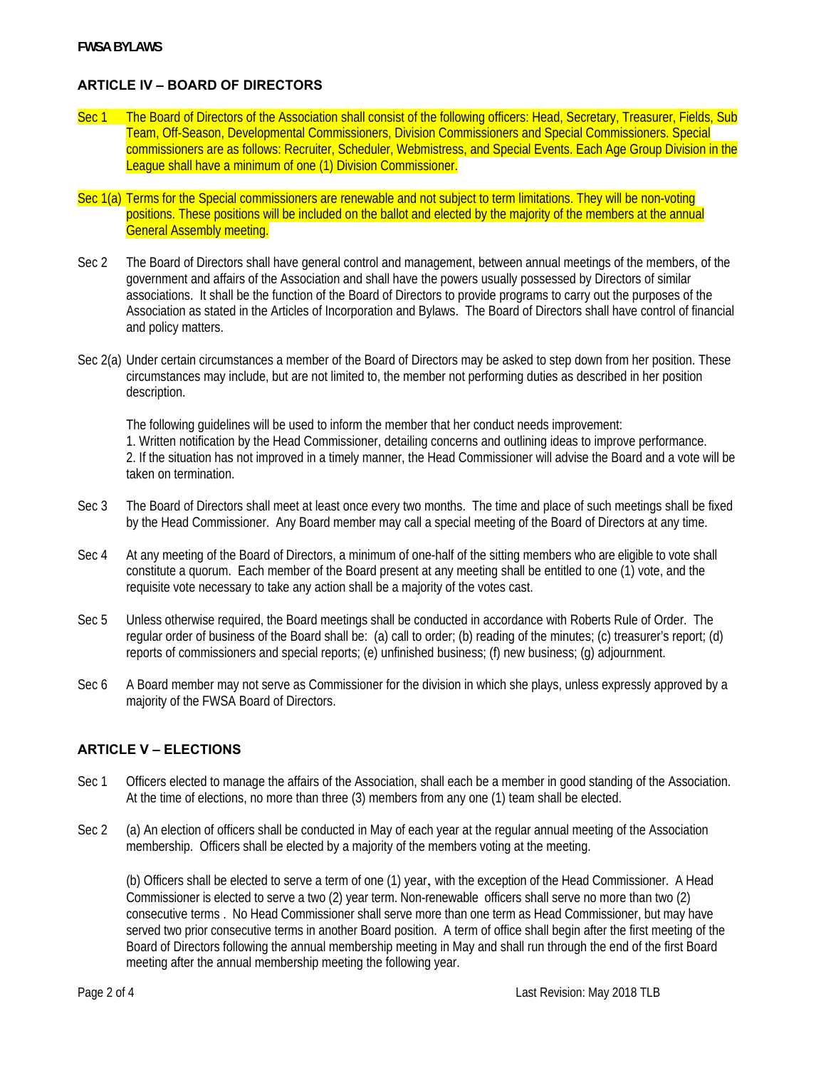## ARTICLE IV – BOARD OF DIRECTORS

Sec 1 The Board of Directors of the Association shall consist of the following officers: Head, Secretary, Treasurer, Fields, Sub Team, Off-Season, Developmental Commissioners, Division Commissioners and Special Commissioners. Special commissioners are as follows: Recruiter, Scheduler, Webmistress, and Special Events. Each Age Group Division in the League shall have a minimum of one (1) Division Commissioner.

Sec 1(a) Terms for the Special commissioners are renewable and not subject to term limitations. They will be non-voting positions. These positions will be included on the ballot and elected by the majority of the members at the annual General Assembly meeting.

Sec 2 The Board of Directors shall have general control and management, between annual meetings of the members, of the government and affairs of the Association and shall have the powers usually possessed by Directors of similar associations. It shall be the function of the Board of Directors to provide programs to carry out the purposes of the Association as stated in the Articles of Incorporation and Bylaws. The Board of Directors shall have control of financial and policy matters.

Sec 2(a) Under certain circumstances a member of the Board of Directors may be asked to step down from her position. These circumstances may include, but are not limited to, the member not performing duties as described in her position description.

The following guidelines will be used to inform the member that her conduct needs improvement:
1. Written notification by the Head Commissioner, detailing concerns and outlining ideas to improve performance.
2. If the situation has not improved in a timely manner, the Head Commissioner will advise the Board and a vote will be taken on termination.

Sec 3 The Board of Directors shall meet at least once every two months. The time and place of such meetings shall be fixed by the Head Commissioner. Any Board member may call a special meeting of the Board of Directors at any time.

Sec 4 At any meeting of the Board of Directors, a minimum of one-half of the sitting members who are eligible to vote shall constitute a quorum. Each member of the Board present at any meeting shall be entitled to one (1) vote, and the requisite vote necessary to take any action shall be a majority of the votes cast.

Sec 5 Unless otherwise required, the Board meetings shall be conducted in accordance with Roberts Rule of Order. The regular order of business of the Board shall be: (a) call to order; (b) reading of the minutes; (c) treasurer's report; (d) reports of commissioners and special reports; (e) unfinished business; (f) new business; (g) adjournment.

Sec 6 A Board member may not serve as Commissioner for the division in which she plays, unless expressly approved by a majority of the FWSA Board of Directors.

## ARTICLE V – ELECTIONS

Sec 1 Officers elected to manage the affairs of the Association, shall each be a member in good standing of the Association. At the time of elections, no more than three (3) members from any one (1) team shall be elected.

Sec 2 (a) An election of officers shall be conducted in May of each year at the regular annual meeting of the Association membership. Officers shall be elected by a majority of the members voting at the meeting.

(b) Officers shall be elected to serve a term of one (1) year, with the exception of the Head Commissioner. A Head Commissioner is elected to serve a two (2) year term. Non-renewable officers shall serve no more than two (2) consecutive terms . No Head Commissioner shall serve more than one term as Head Commissioner, but may have served two prior consecutive terms in another Board position. A term of office shall begin after the first meeting of the Board of Directors following the annual membership meeting in May and shall run through the end of the first Board meeting after the annual membership meeting the following year.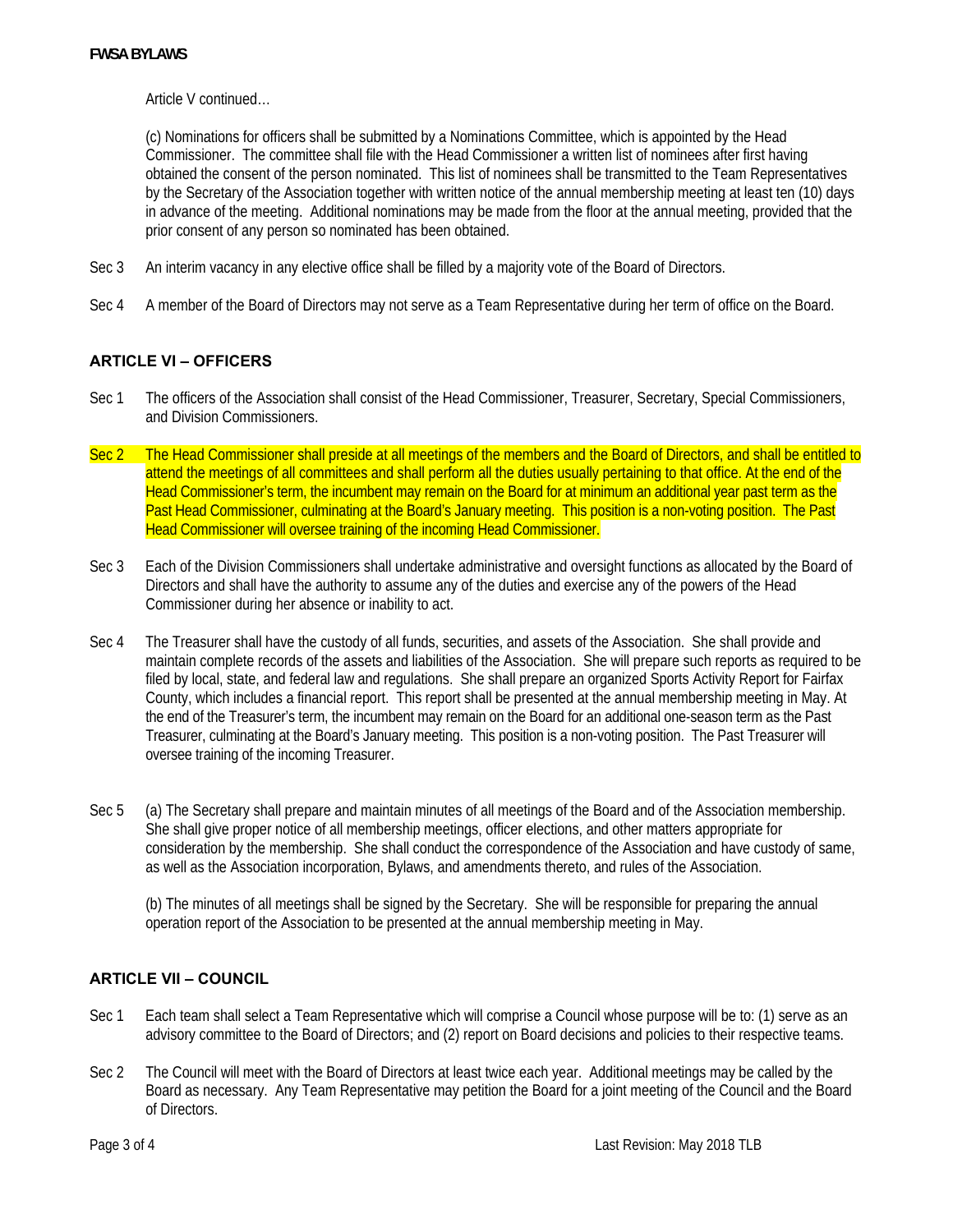Article V continued…

(c) Nominations for officers shall be submitted by a Nominations Committee, which is appointed by the Head Commissioner. The committee shall file with the Head Commissioner a written list of nominees after first having obtained the consent of the person nominated. This list of nominees shall be transmitted to the Team Representatives by the Secretary of the Association together with written notice of the annual membership meeting at least ten (10) days in advance of the meeting. Additional nominations may be made from the floor at the annual meeting, provided that the prior consent of any person so nominated has been obtained.

Sec 3 An interim vacancy in any elective office shall be filled by a majority vote of the Board of Directors.

Sec 4 A member of the Board of Directors may not serve as a Team Representative during her term of office on the Board.

## ARTICLE VI – OFFICERS

Sec 1 The officers of the Association shall consist of the Head Commissioner, Treasurer, Secretary, Special Commissioners, and Division Commissioners.

Sec 2 The Head Commissioner shall preside at all meetings of the members and the Board of Directors, and shall be entitled to attend the meetings of all committees and shall perform all the duties usually pertaining to that office. At the end of the Head Commissioner's term, the incumbent may remain on the Board for at minimum an additional year past term as the Past Head Commissioner, culminating at the Board's January meeting. This position is a non-voting position. The Past Head Commissioner will oversee training of the incoming Head Commissioner.

Sec 3 Each of the Division Commissioners shall undertake administrative and oversight functions as allocated by the Board of Directors and shall have the authority to assume any of the duties and exercise any of the powers of the Head Commissioner during her absence or inability to act.

Sec 4 The Treasurer shall have the custody of all funds, securities, and assets of the Association. She shall provide and maintain complete records of the assets and liabilities of the Association. She will prepare such reports as required to be filed by local, state, and federal law and regulations. She shall prepare an organized Sports Activity Report for Fairfax County, which includes a financial report. This report shall be presented at the annual membership meeting in May. At the end of the Treasurer's term, the incumbent may remain on the Board for an additional one-season term as the Past Treasurer, culminating at the Board's January meeting. This position is a non-voting position. The Past Treasurer will oversee training of the incoming Treasurer.

Sec 5 (a) The Secretary shall prepare and maintain minutes of all meetings of the Board and of the Association membership. She shall give proper notice of all membership meetings, officer elections, and other matters appropriate for consideration by the membership. She shall conduct the correspondence of the Association and have custody of same, as well as the Association incorporation, Bylaws, and amendments thereto, and rules of the Association.

(b) The minutes of all meetings shall be signed by the Secretary. She will be responsible for preparing the annual operation report of the Association to be presented at the annual membership meeting in May.

## ARTICLE VII – COUNCIL

Sec 1 Each team shall select a Team Representative which will comprise a Council whose purpose will be to: (1) serve as an advisory committee to the Board of Directors; and (2) report on Board decisions and policies to their respective teams.

Sec 2 The Council will meet with the Board of Directors at least twice each year. Additional meetings may be called by the Board as necessary. Any Team Representative may petition the Board for a joint meeting of the Council and the Board of Directors.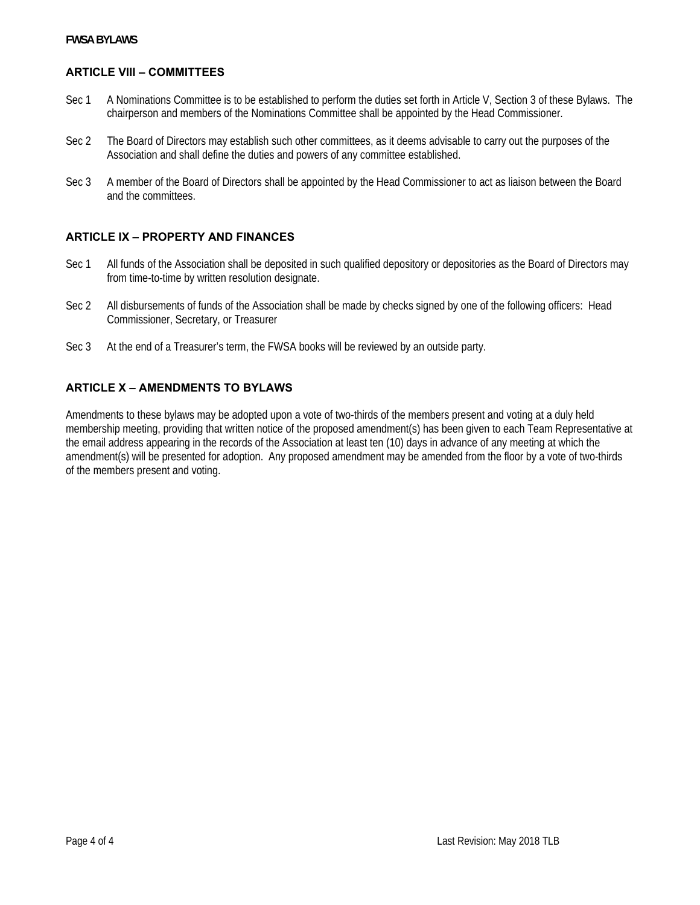## ARTICLE VIII – COMMITTEES

Sec 1 A Nominations Committee is to be established to perform the duties set forth in Article V, Section 3 of these Bylaws. The chairperson and members of the Nominations Committee shall be appointed by the Head Commissioner.

Sec 2 The Board of Directors may establish such other committees, as it deems advisable to carry out the purposes of the Association and shall define the duties and powers of any committee established.

Sec 3 A member of the Board of Directors shall be appointed by the Head Commissioner to act as liaison between the Board and the committees.

## ARTICLE IX – PROPERTY AND FINANCES

Sec 1 All funds of the Association shall be deposited in such qualified depository or depositories as the Board of Directors may from time-to-time by written resolution designate.

Sec 2 All disbursements of funds of the Association shall be made by checks signed by one of the following officers: Head Commissioner, Secretary, or Treasurer

Sec 3 At the end of a Treasurer's term, the FWSA books will be reviewed by an outside party.

## ARTICLE X – AMENDMENTS TO BYLAWS

Amendments to these bylaws may be adopted upon a vote of two-thirds of the members present and voting at a duly held membership meeting, providing that written notice of the proposed amendment(s) has been given to each Team Representative at the email address appearing in the records of the Association at least ten (10) days in advance of any meeting at which the amendment(s) will be presented for adoption. Any proposed amendment may be amended from the floor by a vote of two-thirds of the members present and voting.

Last Revision: May 2018 TLB